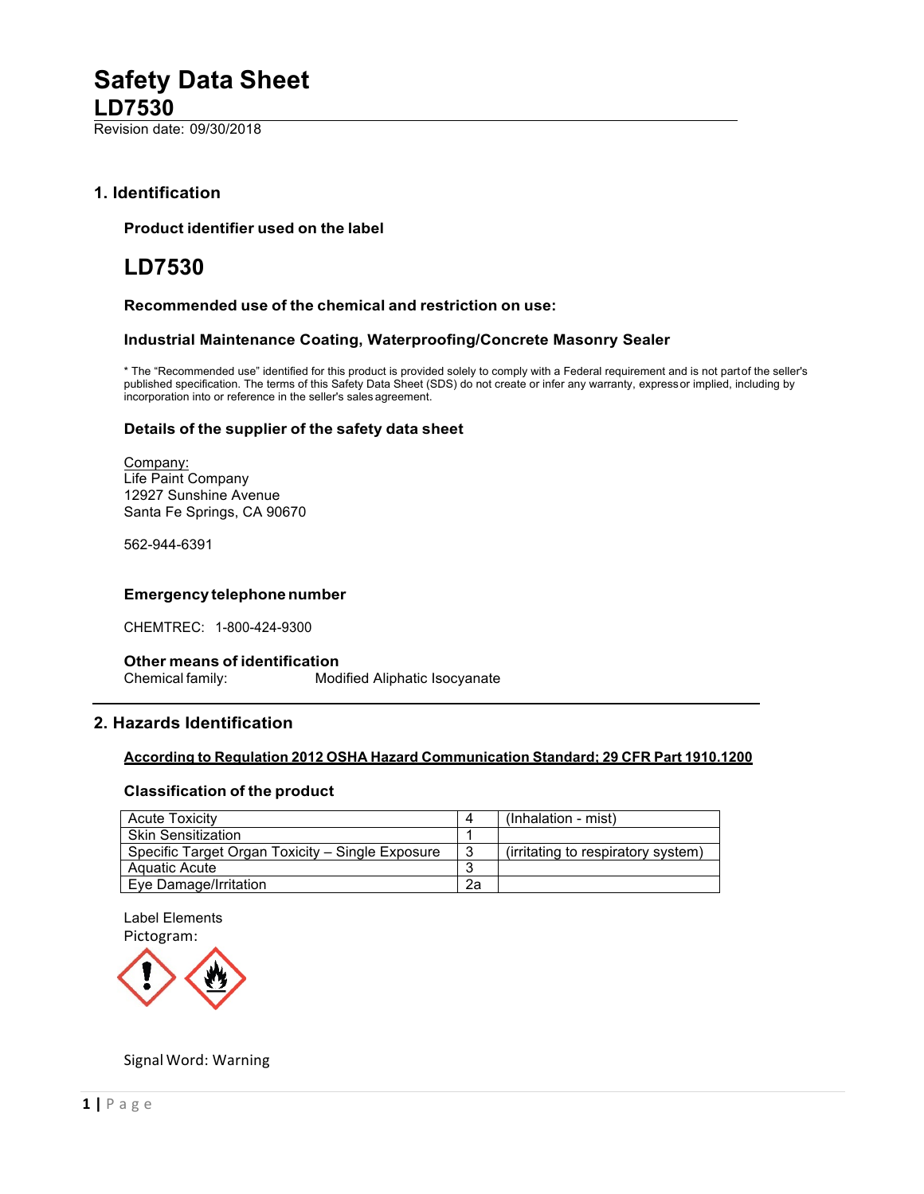# Safety Data Sheet

## LD7530

Revision date: 09/30/2018

## 1. Identification

### Product identifier used on the label

# LD7530

### Recommended use of the chemical and restriction on use:

### Industrial Maintenance Coating, Waterproofing/Concrete Masonry Sealer

* The "Recommended use" identified for this product is provided solely to comply with a Federal requirement and is not part of the seller's published specification. The terms of this Safety Data Sheet (SDS) do not create or infer any warranty, express or implied, including by incorporation into or reference in the seller's sales agreement.

### Details of the supplier of the safety data sheet

Company:
Life Paint Company
12927 Sunshine Avenue
Santa Fe Springs, CA 90670

562-944-6391

### Emergency telephone number

CHEMTREC: 1-800-424-9300

### Other means of identification

Chemical family: Modified Aliphatic Isocyanate

## 2. Hazards Identification

**According to Regulation 2012 OSHA Hazard Communication Standard; 29 CFR Part 1910.1200**

### Classification of the product

| | | |
|---|---|---|
| Acute Toxicity | 4 | (Inhalation - mist) |
| Skin Sensitization | 1 | |
| Specific Target Organ Toxicity – Single Exposure | 3 | (irritating to respiratory system) |
| Aquatic Acute | 3 | |
| Eye Damage/Irritation | 2a | |

Label Elements
Pictogram:

Signal Word: Warning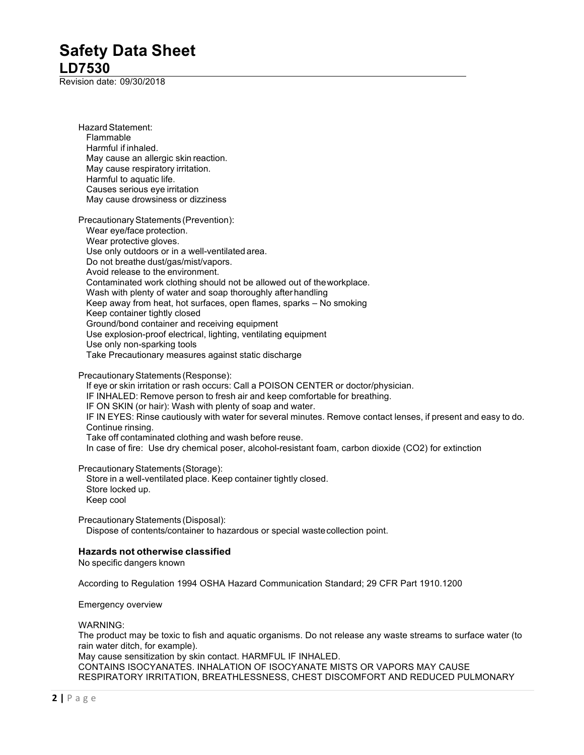Hazard Statement:

- Flammable
- Harmful if inhaled.
- May cause an allergic skin reaction.
- May cause respiratory irritation.
- Harmful to aquatic life.
- Causes serious eye irritation
- May cause drowsiness or dizziness

Precautionary Statements (Prevention):

- Wear eye/face protection.
- Wear protective gloves.
- Use only outdoors or in a well-ventilated area.
- Do not breathe dust/gas/mist/vapors.
- Avoid release to the environment.
- Contaminated work clothing should not be allowed out of the workplace.
- Wash with plenty of water and soap thoroughly after handling
- Keep away from heat, hot surfaces, open flames, sparks – No smoking
- Keep container tightly closed
- Ground/bond container and receiving equipment
- Use explosion-proof electrical, lighting, ventilating equipment
- Use only non-sparking tools
- Take Precautionary measures against static discharge

Precautionary Statements (Response):

- If eye or skin irritation or rash occurs: Call a POISON CENTER or doctor/physician.
- IF INHALED: Remove person to fresh air and keep comfortable for breathing.
- IF ON SKIN (or hair): Wash with plenty of soap and water.
- IF IN EYES: Rinse cautiously with water for several minutes. Remove contact lenses, if present and easy to do. Continue rinsing.
- Take off contaminated clothing and wash before reuse.
- In case of fire: Use dry chemical poser, alcohol-resistant foam, carbon dioxide ($CO_2$) for extinction

Precautionary Statements (Storage):

- Store in a well-ventilated place. Keep container tightly closed.
- Store locked up.
- Keep cool

Precautionary Statements (Disposal):

- Dispose of contents/container to hazardous or special waste collection point.

**Hazards not otherwise classified**

No specific dangers known

According to Regulation 1994 OSHA Hazard Communication Standard; 29 CFR Part 1910.1200

Emergency overview

WARNING:
The product may be toxic to fish and aquatic organisms. Do not release any waste streams to surface water (to rain water ditch, for example).
May cause sensitization by skin contact. HARMFUL IF INHALED.
CONTAINS ISOCYANATES. INHALATION OF ISOCYANATE MISTS OR VAPORS MAY CAUSE RESPIRATORY IRRITATION, BREATHLESSNESS, CHEST DISCOMFORT AND REDUCED PULMONARY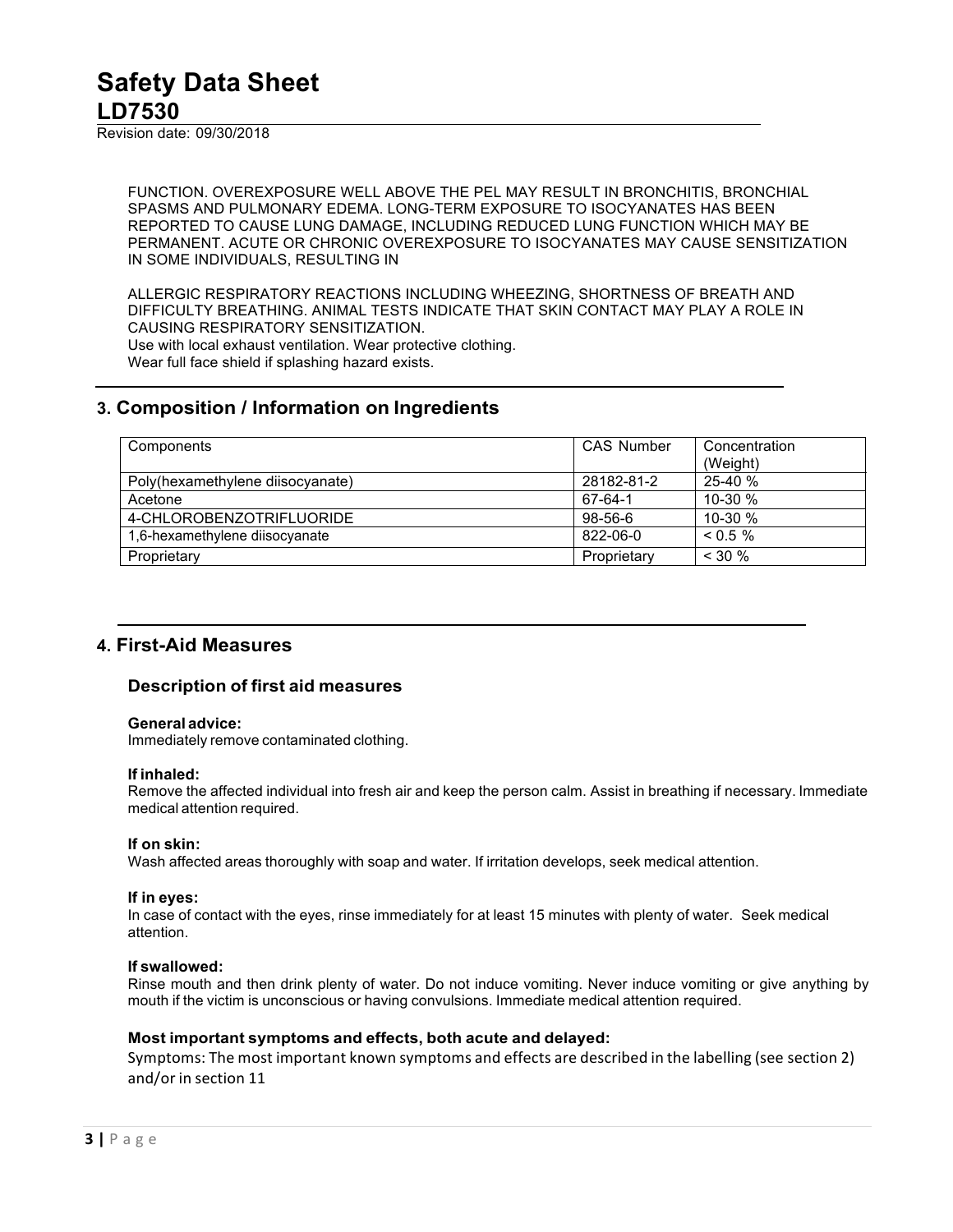FUNCTION. OVEREXPOSURE WELL ABOVE THE PEL MAY RESULT IN BRONCHITIS, BRONCHIAL SPASMS AND PULMONARY EDEMA. LONG-TERM EXPOSURE TO ISOCYANATES HAS BEEN REPORTED TO CAUSE LUNG DAMAGE, INCLUDING REDUCED LUNG FUNCTION WHICH MAY BE PERMANENT. ACUTE OR CHRONIC OVEREXPOSURE TO ISOCYANATES MAY CAUSE SENSITIZATION IN SOME INDIVIDUALS, RESULTING IN

ALLERGIC RESPIRATORY REACTIONS INCLUDING WHEEZING, SHORTNESS OF BREATH AND DIFFICULTY BREATHING. ANIMAL TESTS INDICATE THAT SKIN CONTACT MAY PLAY A ROLE IN CAUSING RESPIRATORY SENSITIZATION.
Use with local exhaust ventilation. Wear protective clothing.
Wear full face shield if splashing hazard exists.

## 3. Composition / Information on Ingredients

| Components | CAS Number | Concentration (Weight) |
|---|---|---|
| Poly(hexamethylene diisocyanate) | 28182-81-2 | 25-40 % |
| Acetone | 67-64-1 | 10-30 % |
| 4-CHLOROBENZOTRIFLUORIDE | 98-56-6 | 10-30 % |
| 1,6-hexamethylene diisocyanate | 822-06-0 | < 0.5 % |
| Proprietary | Proprietary | < 30 % |

## 4. First-Aid Measures

### Description of first aid measures

**General advice:**
Immediately remove contaminated clothing.

**If inhaled:**
Remove the affected individual into fresh air and keep the person calm. Assist in breathing if necessary. Immediate medical attention required.

**If on skin:**
Wash affected areas thoroughly with soap and water. If irritation develops, seek medical attention.

**If in eyes:**
In case of contact with the eyes, rinse immediately for at least 15 minutes with plenty of water. Seek medical attention.

**If swallowed:**
Rinse mouth and then drink plenty of water. Do not induce vomiting. Never induce vomiting or give anything by mouth if the victim is unconscious or having convulsions. Immediate medical attention required.

### Most important symptoms and effects, both acute and delayed:

Symptoms: The most important known symptoms and effects are described in the labelling (see section 2) and/or in section 11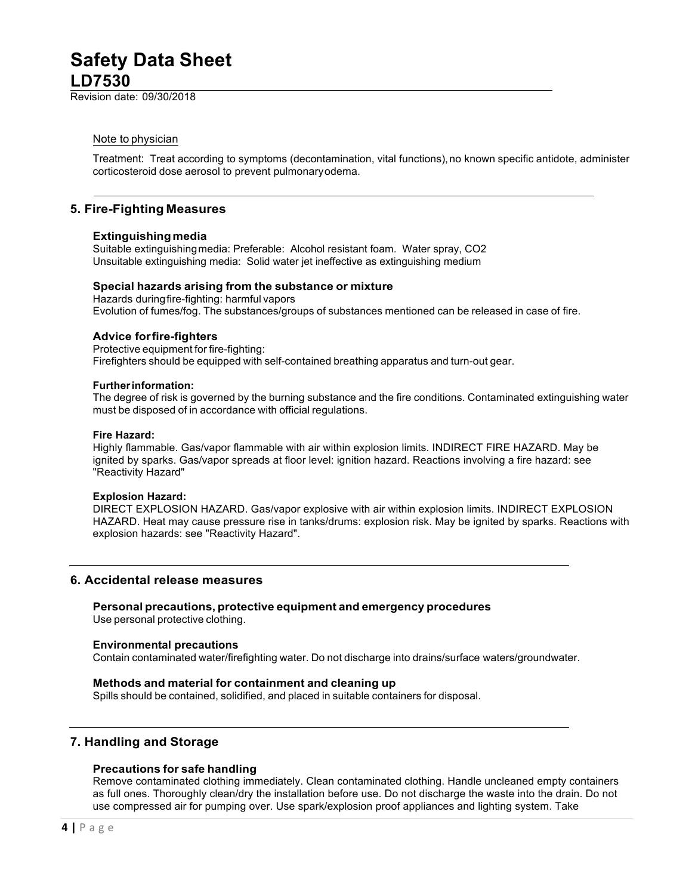#### Note to physician

Treatment: Treat according to symptoms (decontamination, vital functions), no known specific antidote, administer corticosteroid dose aerosol to prevent pulmonary odema.

## 5. Fire-Fighting Measures

### Extinguishing media

Suitable extinguishing media: Preferable: Alcohol resistant foam. Water spray, $CO_2$
Unsuitable extinguishing media: Solid water jet ineffective as extinguishing medium

### Special hazards arising from the substance or mixture

Hazards during fire-fighting: harmful vapors
Evolution of fumes/fog. The substances/groups of substances mentioned can be released in case of fire.

### Advice for fire-fighters

Protective equipment for fire-fighting:
Firefighters should be equipped with self-contained breathing apparatus and turn-out gear.

**Further information:**
The degree of risk is governed by the burning substance and the fire conditions. Contaminated extinguishing water must be disposed of in accordance with official regulations.

**Fire Hazard:**
Highly flammable. Gas/vapor flammable with air within explosion limits. INDIRECT FIRE HAZARD. May be ignited by sparks. Gas/vapor spreads at floor level: ignition hazard. Reactions involving a fire hazard: see "Reactivity Hazard"

**Explosion Hazard:**
DIRECT EXPLOSION HAZARD. Gas/vapor explosive with air within explosion limits. INDIRECT EXPLOSION HAZARD. Heat may cause pressure rise in tanks/drums: explosion risk. May be ignited by sparks. Reactions with explosion hazards: see "Reactivity Hazard".

## 6. Accidental release measures

### Personal precautions, protective equipment and emergency procedures

Use personal protective clothing.

### Environmental precautions

Contain contaminated water/firefighting water. Do not discharge into drains/surface waters/groundwater.

### Methods and material for containment and cleaning up

Spills should be contained, solidified, and placed in suitable containers for disposal.

## 7. Handling and Storage

### Precautions for safe handling

Remove contaminated clothing immediately. Clean contaminated clothing. Handle uncleaned empty containers as full ones. Thoroughly clean/dry the installation before use. Do not discharge the waste into the drain. Do not use compressed air for pumping over. Use spark/explosion proof appliances and lighting system. Take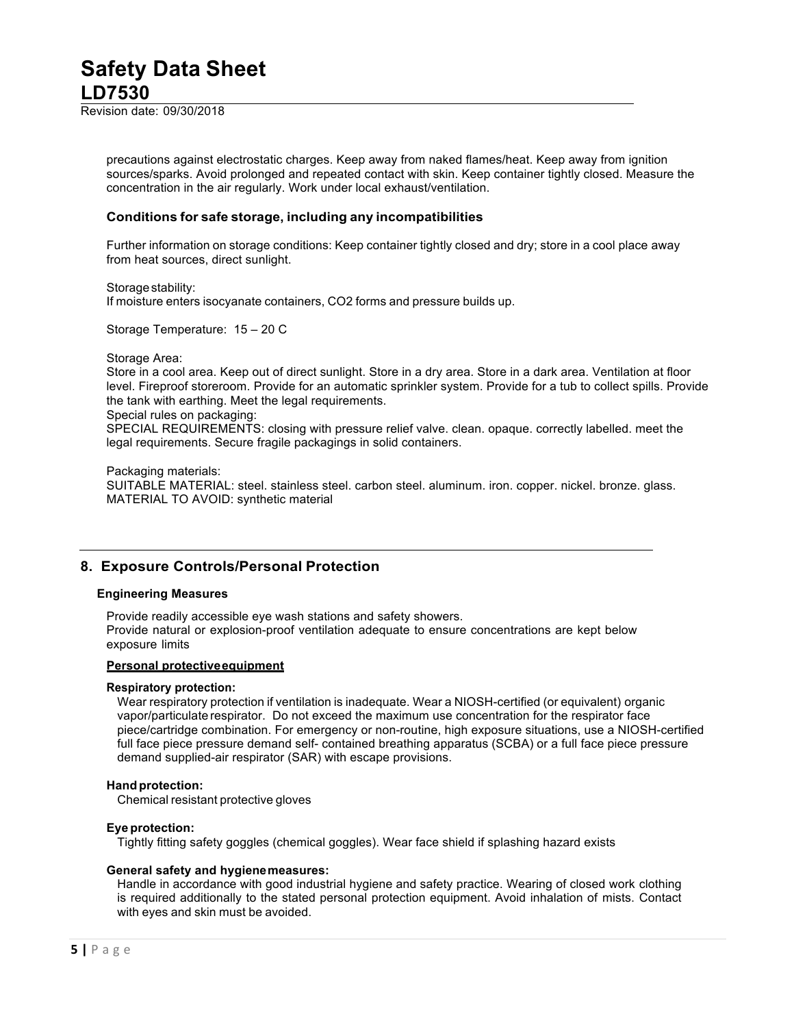precautions against electrostatic charges. Keep away from naked flames/heat. Keep away from ignition sources/sparks. Avoid prolonged and repeated contact with skin. Keep container tightly closed. Measure the concentration in the air regularly. Work under local exhaust/ventilation.

### Conditions for safe storage, including any incompatibilities

Further information on storage conditions: Keep container tightly closed and dry; store in a cool place away from heat sources, direct sunlight.

Storage stability:
If moisture enters isocyanate containers, $CO_2$ forms and pressure builds up.

Storage Temperature: 15 – 20 C

Storage Area:
Store in a cool area. Keep out of direct sunlight. Store in a dry area. Store in a dark area. Ventilation at floor level. Fireproof storeroom. Provide for an automatic sprinkler system. Provide for a tub to collect spills. Provide the tank with earthing. Meet the legal requirements.
Special rules on packaging:
SPECIAL REQUIREMENTS: closing with pressure relief valve. clean. opaque. correctly labelled. meet the legal requirements. Secure fragile packagings in solid containers.

Packaging materials:
SUITABLE MATERIAL: steel. stainless steel. carbon steel. aluminum. iron. copper. nickel. bronze. glass.
MATERIAL TO AVOID: synthetic material

## 8. Exposure Controls/Personal Protection

#### Engineering Measures

Provide readily accessible eye wash stations and safety showers.
Provide natural or explosion-proof ventilation adequate to ensure concentrations are kept below exposure limits

**Personal protective equipment**

**Respiratory protection:**
Wear respiratory protection if ventilation is inadequate. Wear a NIOSH-certified (or equivalent) organic vapor/particulate respirator. Do not exceed the maximum use concentration for the respirator face piece/cartridge combination. For emergency or non-routine, high exposure situations, use a NIOSH-certified full face piece pressure demand self- contained breathing apparatus (SCBA) or a full face piece pressure demand supplied-air respirator (SAR) with escape provisions.

**Hand protection:**
Chemical resistant protective gloves

**Eye protection:**
Tightly fitting safety goggles (chemical goggles). Wear face shield if splashing hazard exists

**General safety and hygiene measures:**
Handle in accordance with good industrial hygiene and safety practice. Wearing of closed work clothing is required additionally to the stated personal protection equipment. Avoid inhalation of mists. Contact with eyes and skin must be avoided.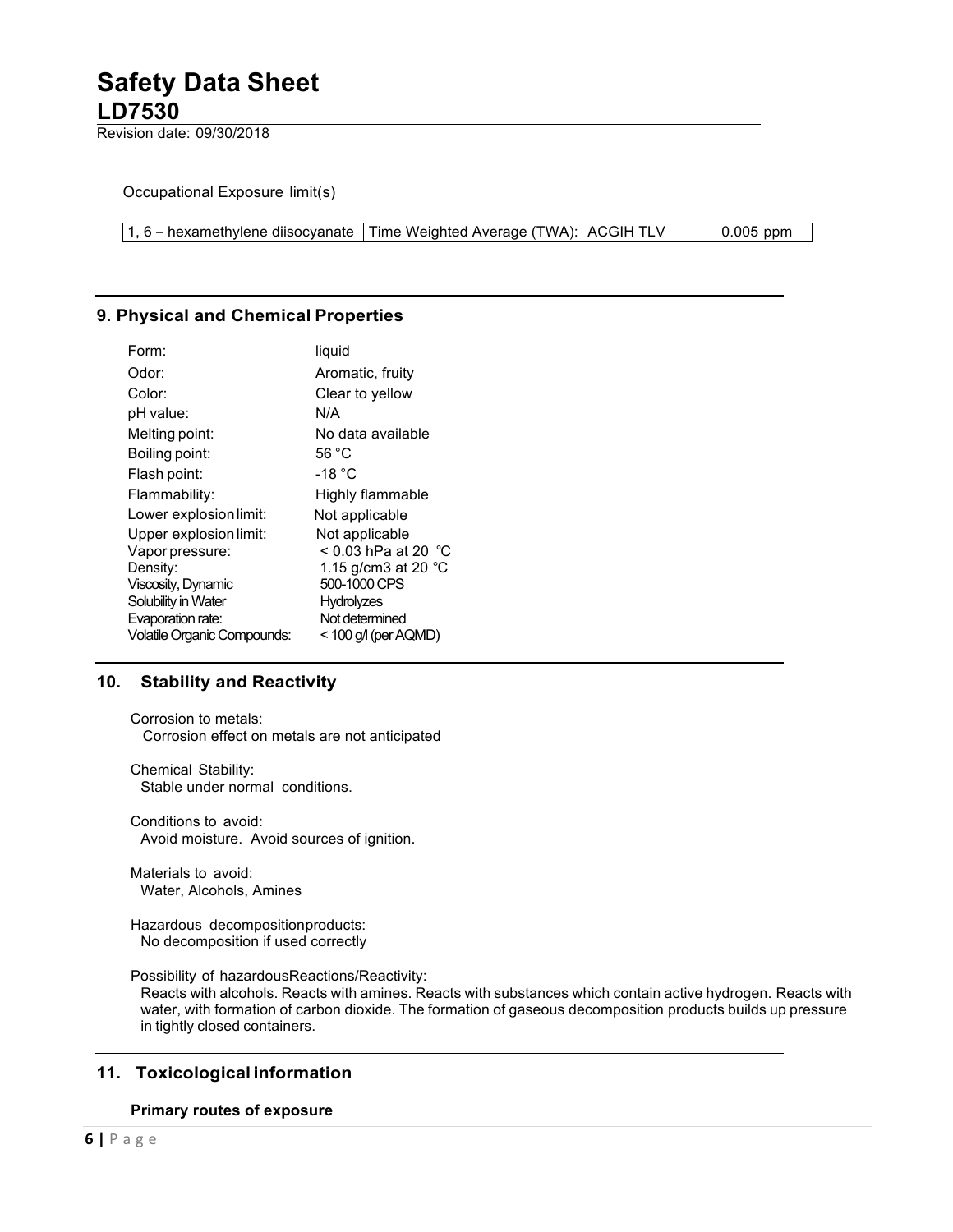Occupational Exposure limit(s)

| 1, 6 – hexamethylene diisocyanate | Time Weighted Average (TWA): ACGIH TLV | 0.005 ppm |
|---|---|---|

## 9. Physical and Chemical Properties

| | |
|---|---|
| Form: | liquid |
| Odor: | Aromatic, fruity |
| Color: | Clear to yellow |
| pH value: | N/A |
| Melting point: | No data available |
| Boiling point: | 56 °C |
| Flash point: | -18 °C |
| Flammability: | Highly flammable |
| Lower explosion limit: | Not applicable |
| Upper explosion limit: | Not applicable |
| Vapor pressure: | < 0.03 hPa at 20 °C |
| Density: | 1.15 g/cm3 at 20 °C |
| Viscosity, Dynamic | 500-1000 CPS |
| Solubility in Water | Hydrolyzes |
| Evaporation rate: | Not determined |
| Volatile Organic Compounds: | < 100 g/l (per AQMD) |

## 10. Stability and Reactivity

Corrosion to metals:
Corrosion effect on metals are not anticipated

Chemical Stability:
Stable under normal conditions.

Conditions to avoid:
Avoid moisture. Avoid sources of ignition.

Materials to avoid:
Water, Alcohols, Amines

Hazardous decompositionproducts:
No decomposition if used correctly

Possibility of hazardousReactions/Reactivity:
Reacts with alcohols. Reacts with amines. Reacts with substances which contain active hydrogen. Reacts with water, with formation of carbon dioxide. The formation of gaseous decomposition products builds up pressure in tightly closed containers.

## 11. Toxicological information

**Primary routes of exposure**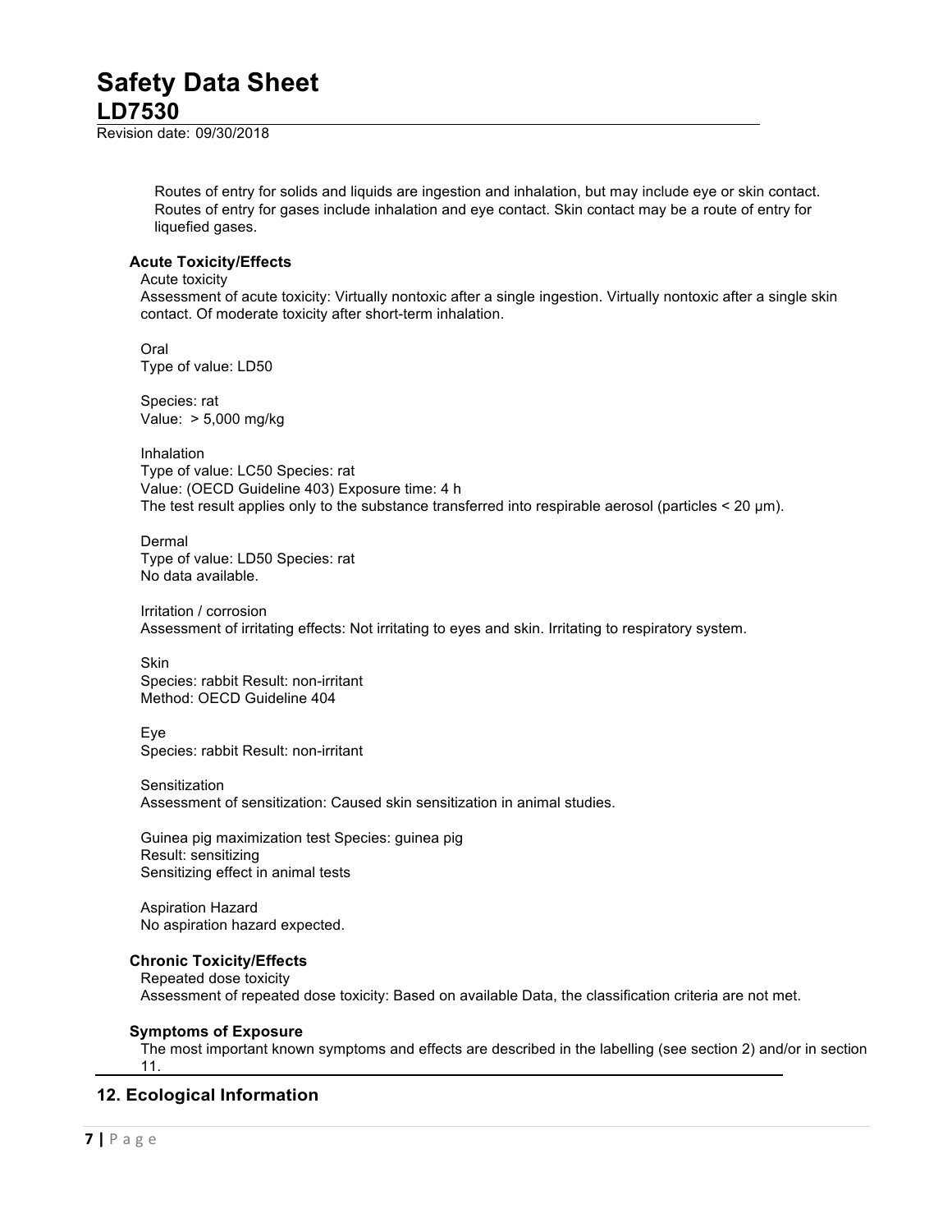Routes of entry for solids and liquids are ingestion and inhalation, but may include eye or skin contact. Routes of entry for gases include inhalation and eye contact. Skin contact may be a route of entry for liquefied gases.

### Acute Toxicity/Effects

Acute toxicity
Assessment of acute toxicity: Virtually nontoxic after a single ingestion. Virtually nontoxic after a single skin contact. Of moderate toxicity after short-term inhalation.

Oral
Type of value: LD50

Species: rat
Value: > 5,000 mg/kg

Inhalation
Type of value: LC50 Species: rat
Value: (OECD Guideline 403) Exposure time: 4 h
The test result applies only to the substance transferred into respirable aerosol (particles < 20 µm).

Dermal
Type of value: LD50 Species: rat
No data available.

Irritation / corrosion
Assessment of irritating effects: Not irritating to eyes and skin. Irritating to respiratory system.

Skin
Species: rabbit Result: non-irritant
Method: OECD Guideline 404

Eye
Species: rabbit Result: non-irritant

Sensitization
Assessment of sensitization: Caused skin sensitization in animal studies.

Guinea pig maximization test Species: guinea pig
Result: sensitizing
Sensitizing effect in animal tests

Aspiration Hazard
No aspiration hazard expected.

### Chronic Toxicity/Effects

Repeated dose toxicity
Assessment of repeated dose toxicity: Based on available Data, the classification criteria are not met.

### Symptoms of Exposure

The most important known symptoms and effects are described in the labelling (see section 2) and/or in section 11.

## 12. Ecological Information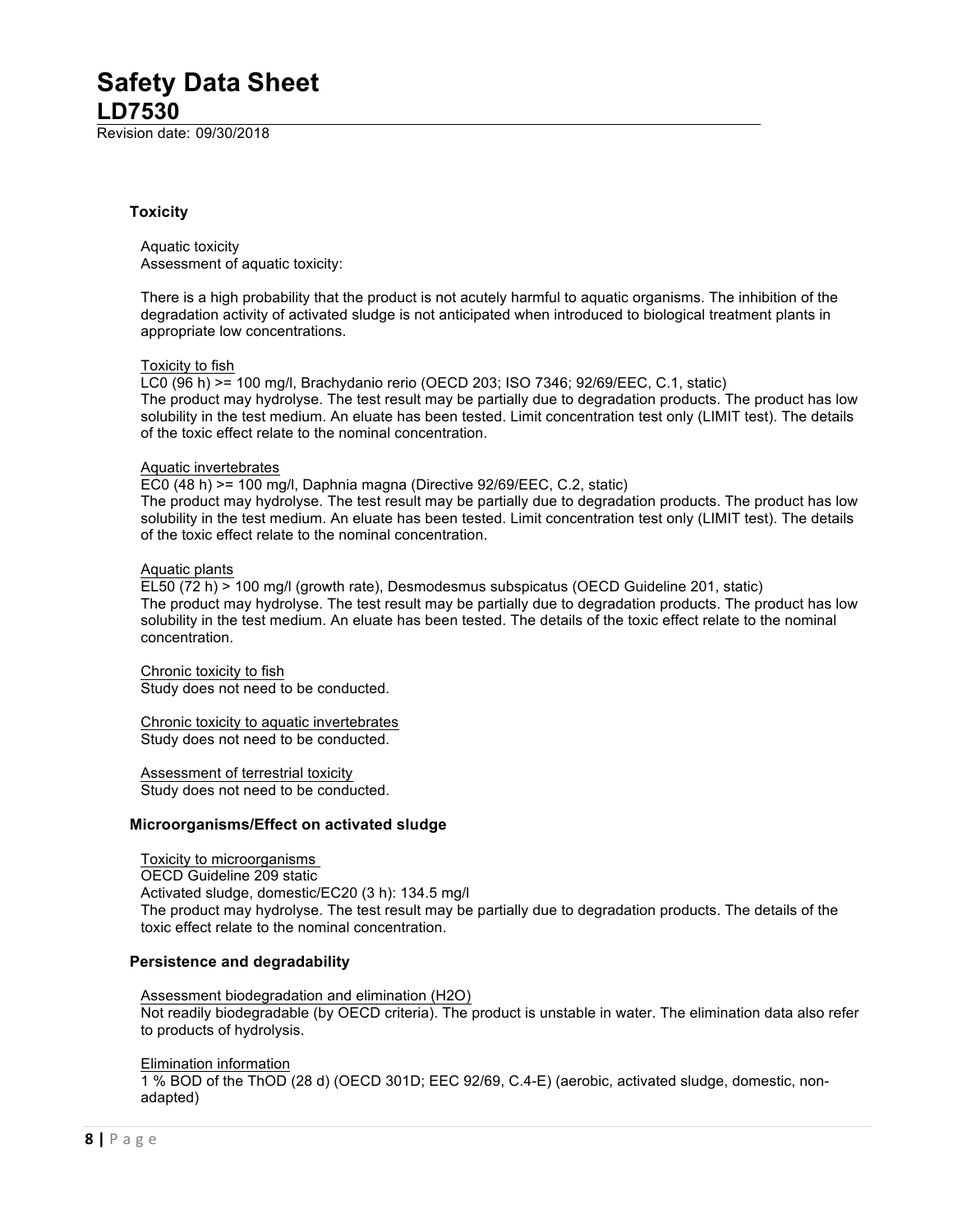### Toxicity

Aquatic toxicity
Assessment of aquatic toxicity:

There is a high probability that the product is not acutely harmful to aquatic organisms. The inhibition of the degradation activity of activated sludge is not anticipated when introduced to biological treatment plants in appropriate low concentrations.

Toxicity to fish
LC0 (96 h) >= 100 mg/l, Brachydanio rerio (OECD 203; ISO 7346; 92/69/EEC, C.1, static)
The product may hydrolyse. The test result may be partially due to degradation products. The product has low solubility in the test medium. An eluate has been tested. Limit concentration test only (LIMIT test). The details of the toxic effect relate to the nominal concentration.

Aquatic invertebrates
EC0 (48 h) >= 100 mg/l, Daphnia magna (Directive 92/69/EEC, C.2, static)
The product may hydrolyse. The test result may be partially due to degradation products. The product has low solubility in the test medium. An eluate has been tested. Limit concentration test only (LIMIT test). The details of the toxic effect relate to the nominal concentration.

Aquatic plants
EL50 (72 h) > 100 mg/l (growth rate), Desmodesmus subspicatus (OECD Guideline 201, static)
The product may hydrolyse. The test result may be partially due to degradation products. The product has low solubility in the test medium. An eluate has been tested. The details of the toxic effect relate to the nominal concentration.

Chronic toxicity to fish
Study does not need to be conducted.

Chronic toxicity to aquatic invertebrates
Study does not need to be conducted.

Assessment of terrestrial toxicity
Study does not need to be conducted.

### Microorganisms/Effect on activated sludge

Toxicity to microorganisms
OECD Guideline 209 static
Activated sludge, domestic/EC20 (3 h): 134.5 mg/l
The product may hydrolyse. The test result may be partially due to degradation products. The details of the toxic effect relate to the nominal concentration.

### Persistence and degradability

Assessment biodegradation and elimination ($H_2O$)
Not readily biodegradable (by OECD criteria). The product is unstable in water. The elimination data also refer to products of hydrolysis.

Elimination information
1 % BOD of the ThOD (28 d) (OECD 301D; EEC 92/69, C.4-E) (aerobic, activated sludge, domestic, non-adapted)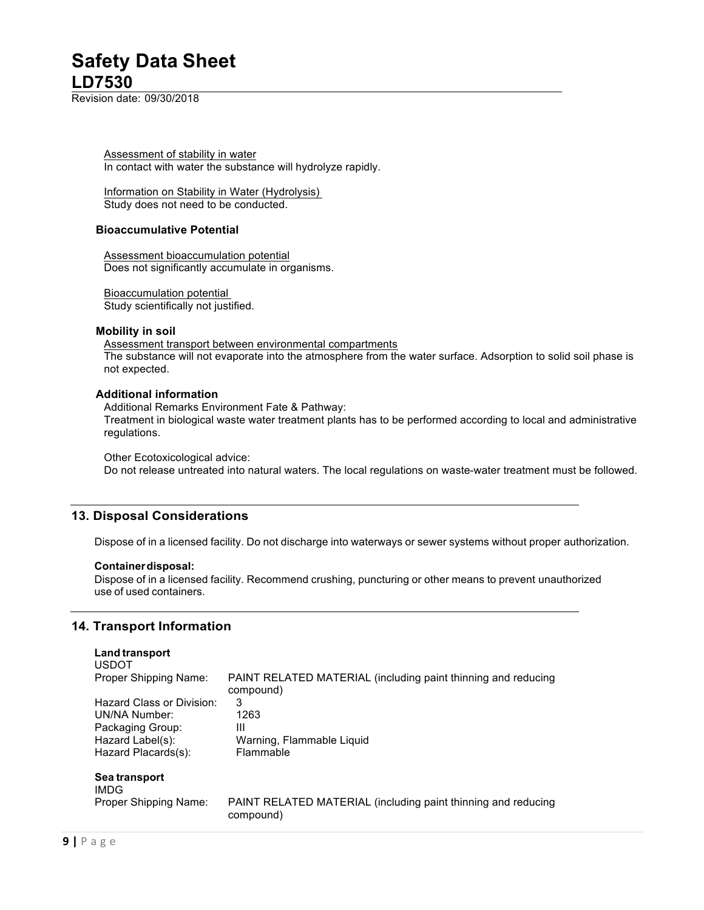Assessment of stability in water
In contact with water the substance will hydrolyze rapidly.

Information on Stability in Water (Hydrolysis)
Study does not need to be conducted.

### Bioaccumulative Potential

Assessment bioaccumulation potential
Does not significantly accumulate in organisms.

Bioaccumulation potential
Study scientifically not justified.

### Mobility in soil

Assessment transport between environmental compartments
The substance will not evaporate into the atmosphere from the water surface. Adsorption to solid soil phase is not expected.

### Additional information

Additional Remarks Environment Fate & Pathway:
Treatment in biological waste water treatment plants has to be performed according to local and administrative regulations.

Other Ecotoxicological advice:
Do not release untreated into natural waters. The local regulations on waste-water treatment must be followed.

## 13. Disposal Considerations

Dispose of in a licensed facility. Do not discharge into waterways or sewer systems without proper authorization.

**Container disposal:**
Dispose of in a licensed facility. Recommend crushing, puncturing or other means to prevent unauthorized use of used containers.

## 14. Transport Information

**Land transport**
USDOT

| | |
|---|---|
| Proper Shipping Name: | PAINT RELATED MATERIAL (including paint thinning and reducing compound) |
| Hazard Class or Division: | 3 |
| UN/NA Number: | 1263 |
| Packaging Group: | III |
| Hazard Label(s): | Warning, Flammable Liquid |
| Hazard Placards(s): | Flammable |

**Sea transport**
IMDG

| | |
|---|---|
| Proper Shipping Name: | PAINT RELATED MATERIAL (including paint thinning and reducing compound) |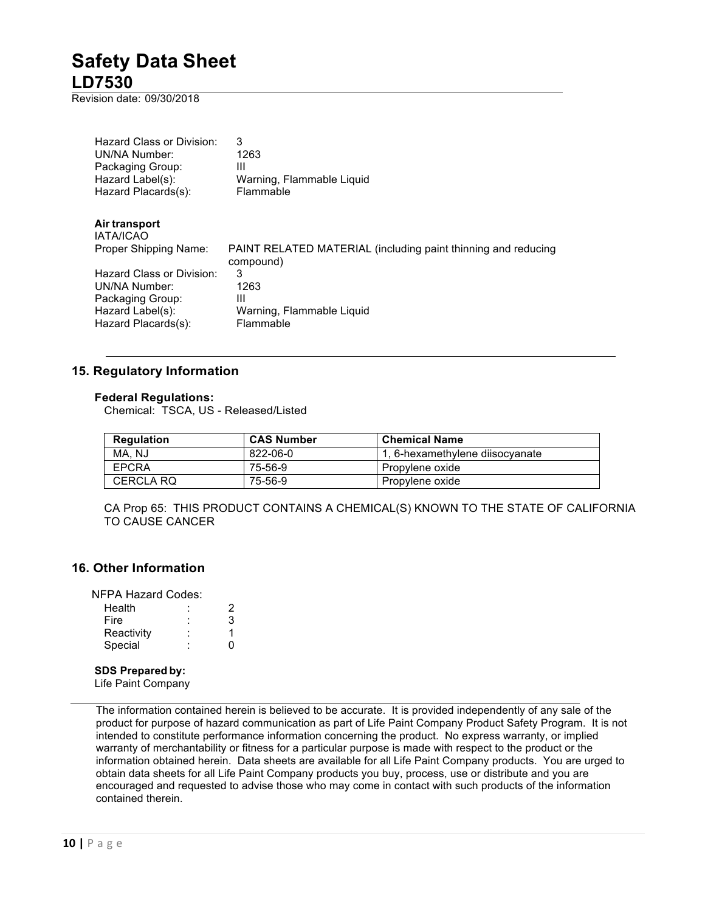| | |
|---|---|
| Hazard Class or Division: | 3 |
| UN/NA Number: | 1263 |
| Packaging Group: | III |
| Hazard Label(s): | Warning, Flammable Liquid |
| Hazard Placards(s): | Flammable |

**Air transport**

IATA/ICAO

| | |
|---|---|
| Proper Shipping Name: | PAINT RELATED MATERIAL (including paint thinning and reducing compound) |
| Hazard Class or Division: | 3 |
| UN/NA Number: | 1263 |
| Packaging Group: | III |
| Hazard Label(s): | Warning, Flammable Liquid |
| Hazard Placards(s): | Flammable |

## 15. Regulatory Information

**Federal Regulations:**

Chemical: TSCA, US - Released/Listed

| Regulation | CAS Number | Chemical Name |
|---|---|---|
| MA, NJ | 822-06-0 | 1, 6-hexamethylene diisocyanate |
| EPCRA | 75-56-9 | Propylene oxide |
| CERCLA RQ | 75-56-9 | Propylene oxide |

CA Prop 65: THIS PRODUCT CONTAINS A CHEMICAL(S) KNOWN TO THE STATE OF CALIFORNIA TO CAUSE CANCER

## 16. Other Information

NFPA Hazard Codes:

| | | |
|---|---|---|
| Health | : | 2 |
| Fire | : | 3 |
| Reactivity | : | 1 |
| Special | : | 0 |

**SDS Prepared by:**

Life Paint Company

The information contained herein is believed to be accurate. It is provided independently of any sale of the product for purpose of hazard communication as part of Life Paint Company Product Safety Program. It is not intended to constitute performance information concerning the product. No express warranty, or implied warranty of merchantability or fitness for a particular purpose is made with respect to the product or the information obtained herein. Data sheets are available for all Life Paint Company products. You are urged to obtain data sheets for all Life Paint Company products you buy, process, use or distribute and you are encouraged and requested to advise those who may come in contact with such products of the information contained therein.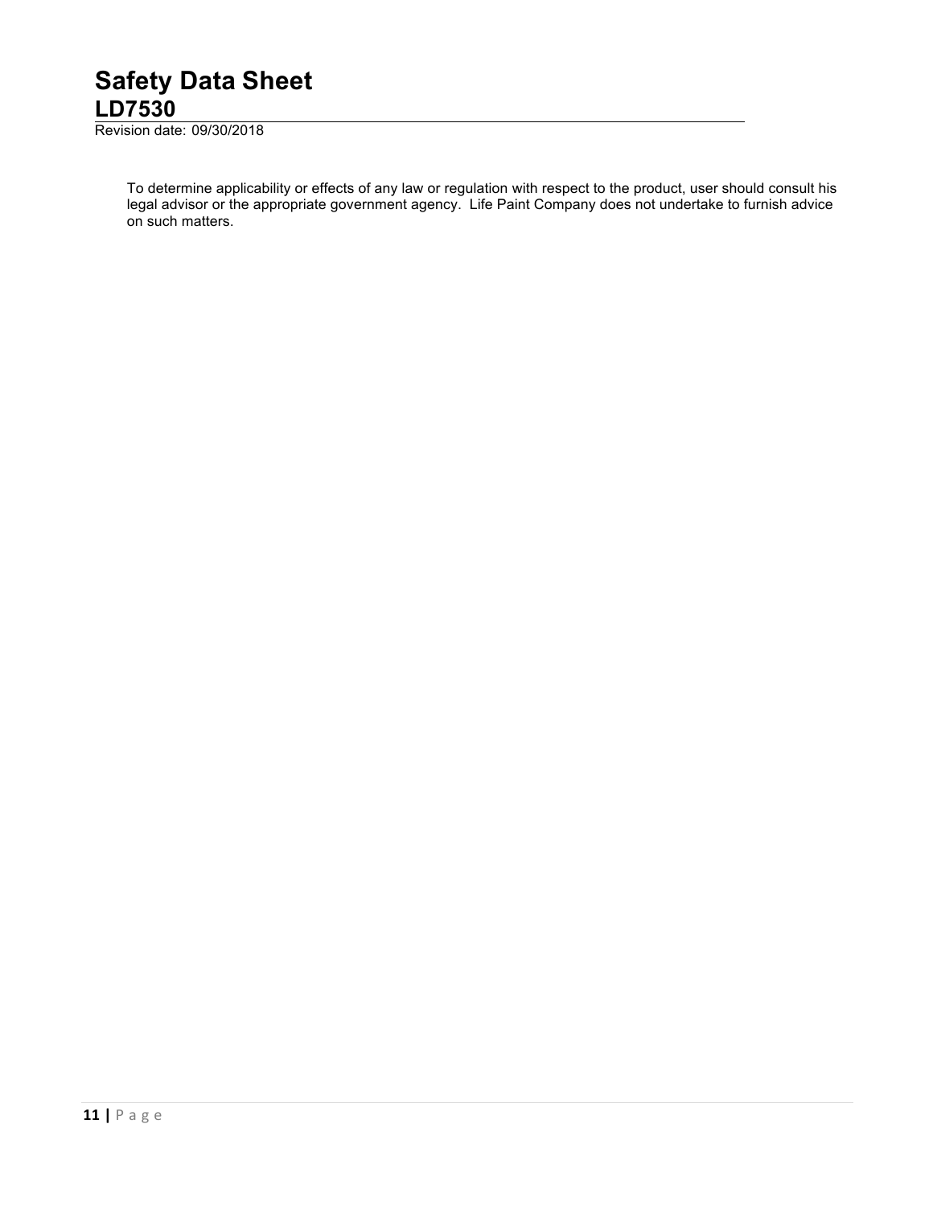To determine applicability or effects of any law or regulation with respect to the product, user should consult his legal advisor or the appropriate government agency. Life Paint Company does not undertake to furnish advice on such matters.